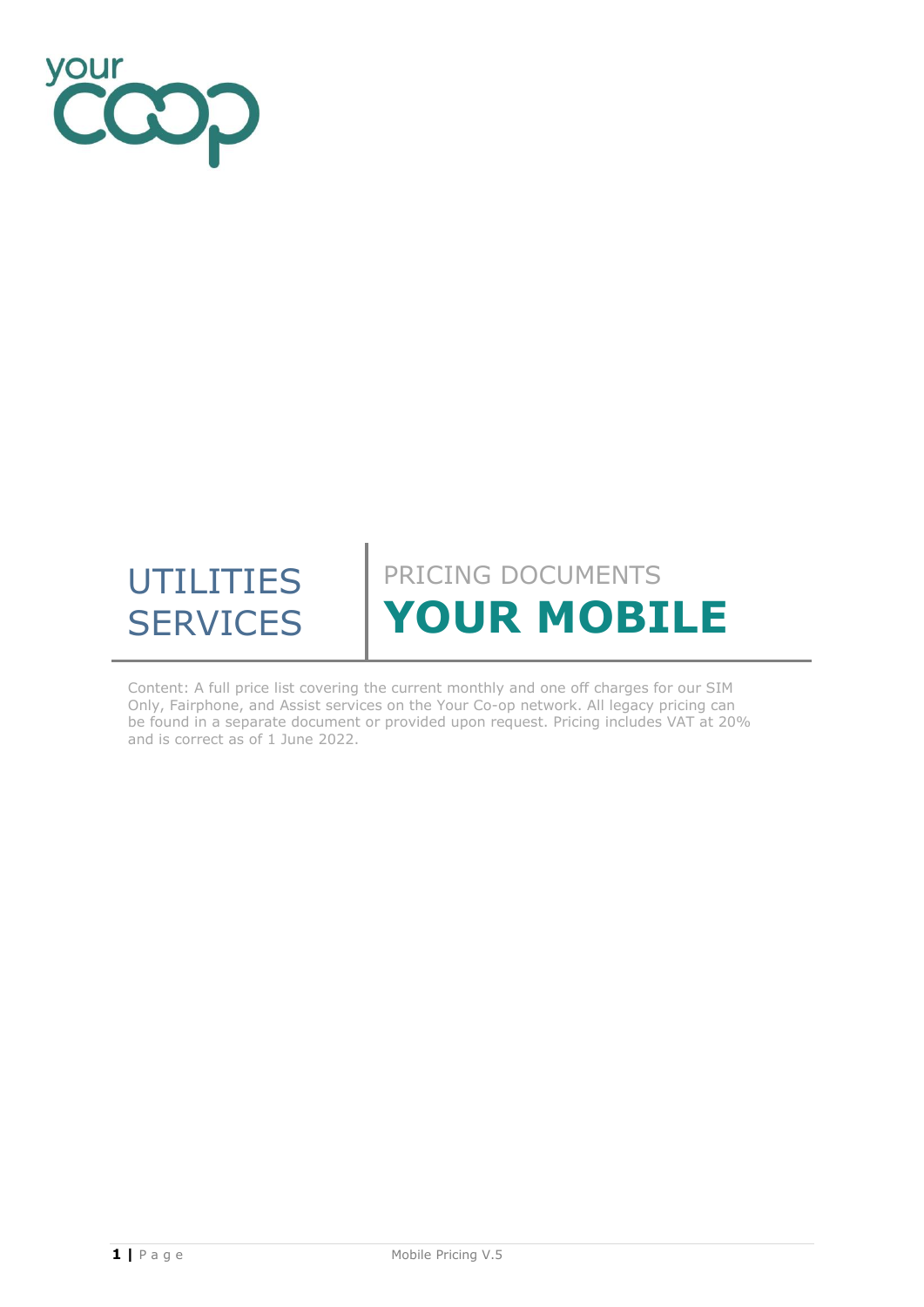UTILITIES SERVICES

PRICING DOCUMENTS

# YOUR MOBILE

Content: A full price list covering the current monthly and one off charges for our SIM Only, Fairphone, and Assist services on the Your Co-op network. All legacy pricing can be found in a separate document or provided upon request. Pricing includes VAT at 20% and is correct as of 1 June 2022.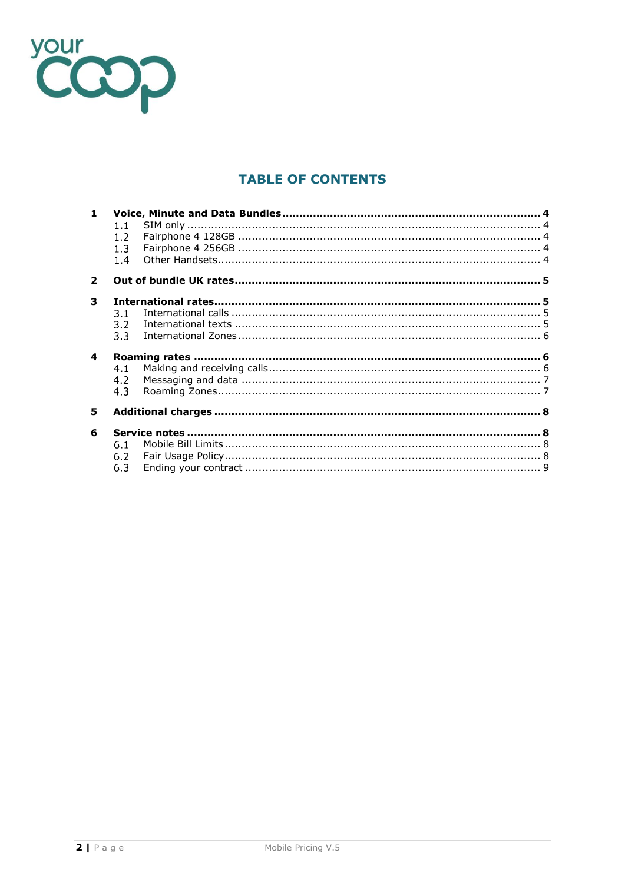## TABLE OF CONTENTS

**1 Voice, Minute and Data Bundles ........................................ 4**
- 1.1 SIM only ........................................ 4
- 1.2 Fairphone 4 128GB ........................................ 4
- 1.3 Fairphone 4 256GB ........................................ 4
- 1.4 Other Handsets........................................ 4

**2 Out of bundle UK rates........................................ 5**

**3 International rates........................................ 5**
- 3.1 International calls ........................................ 5
- 3.2 International texts ........................................ 5
- 3.3 International Zones........................................ 6

**4 Roaming rates ........................................ 6**
- 4.1 Making and receiving calls........................................ 6
- 4.2 Messaging and data ........................................ 7
- 4.3 Roaming Zones........................................ 7

**5 Additional charges ........................................ 8**

**6 Service notes ........................................ 8**
- 6.1 Mobile Bill Limits........................................ 8
- 6.2 Fair Usage Policy........................................ 8
- 6.3 Ending your contract ........................................ 9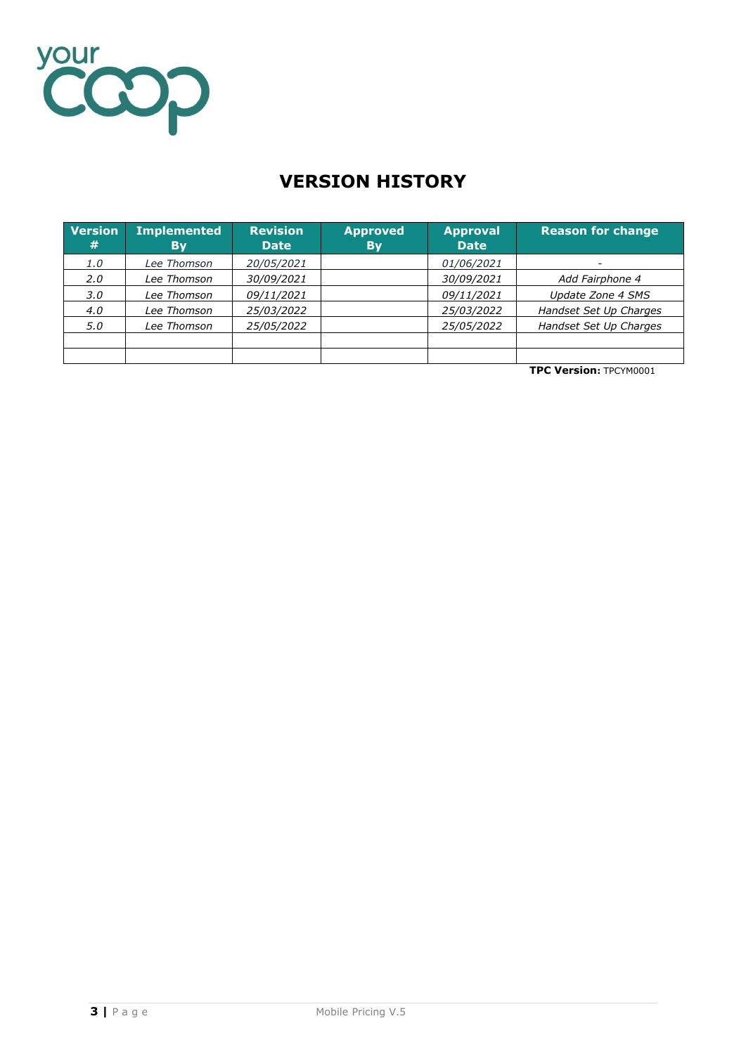# VERSION HISTORY

| Version # | Implemented By | Revision Date | Approved By | Approval Date | Reason for change |
|---|---|---|---|---|---|
| *1.0* | *Lee Thomson* | *20/05/2021* | | *01/06/2021* | - |
| *2.0* | *Lee Thomson* | *30/09/2021* | | *30/09/2021* | *Add Fairphone 4* |
| *3.0* | *Lee Thomson* | *09/11/2021* | | *09/11/2021* | *Update Zone 4 SMS* |
| *4.0* | *Lee Thomson* | *25/03/2022* | | *25/03/2022* | *Handset Set Up Charges* |
| *5.0* | *Lee Thomson* | *25/05/2022* | | *25/05/2022* | *Handset Set Up Charges* |
| | | | | | |
| | | | | | |

**TPC Version:** TPCYM0001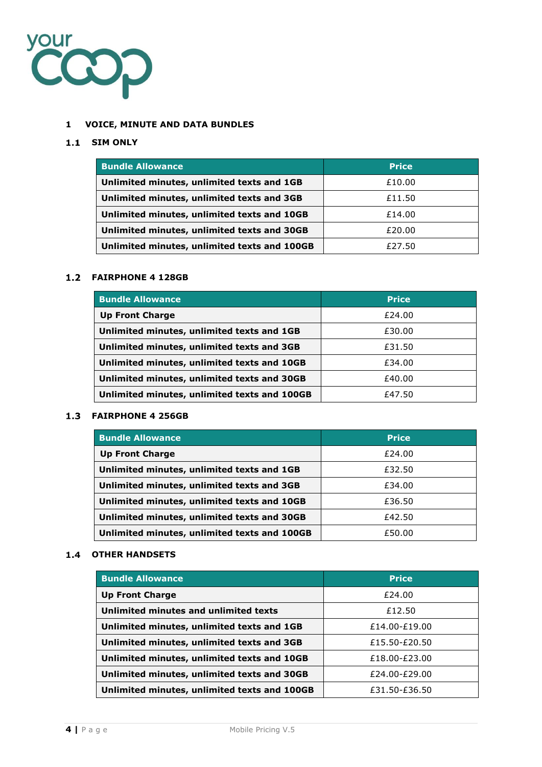# 1 VOICE, MINUTE AND DATA BUNDLES

## 1.1 SIM ONLY

| Bundle Allowance | Price |
|---|---|
| **Unlimited minutes, unlimited texts and 1GB** | £10.00 |
| **Unlimited minutes, unlimited texts and 3GB** | £11.50 |
| **Unlimited minutes, unlimited texts and 10GB** | £14.00 |
| **Unlimited minutes, unlimited texts and 30GB** | £20.00 |
| **Unlimited minutes, unlimited texts and 100GB** | £27.50 |

## 1.2 FAIRPHONE 4 128GB

| Bundle Allowance | Price |
|---|---|
| **Up Front Charge** | £24.00 |
| **Unlimited minutes, unlimited texts and 1GB** | £30.00 |
| **Unlimited minutes, unlimited texts and 3GB** | £31.50 |
| **Unlimited minutes, unlimited texts and 10GB** | £34.00 |
| **Unlimited minutes, unlimited texts and 30GB** | £40.00 |
| **Unlimited minutes, unlimited texts and 100GB** | £47.50 |

## 1.3 FAIRPHONE 4 256GB

| Bundle Allowance | Price |
|---|---|
| **Up Front Charge** | £24.00 |
| **Unlimited minutes, unlimited texts and 1GB** | £32.50 |
| **Unlimited minutes, unlimited texts and 3GB** | £34.00 |
| **Unlimited minutes, unlimited texts and 10GB** | £36.50 |
| **Unlimited minutes, unlimited texts and 30GB** | £42.50 |
| **Unlimited minutes, unlimited texts and 100GB** | £50.00 |

## 1.4 OTHER HANDSETS

| Bundle Allowance | Price |
|---|---|
| **Up Front Charge** | £24.00 |
| **Unlimited minutes and unlimited texts** | £12.50 |
| **Unlimited minutes, unlimited texts and 1GB** | £14.00-£19.00 |
| **Unlimited minutes, unlimited texts and 3GB** | £15.50-£20.50 |
| **Unlimited minutes, unlimited texts and 10GB** | £18.00-£23.00 |
| **Unlimited minutes, unlimited texts and 30GB** | £24.00-£29.00 |
| **Unlimited minutes, unlimited texts and 100GB** | £31.50-£36.50 |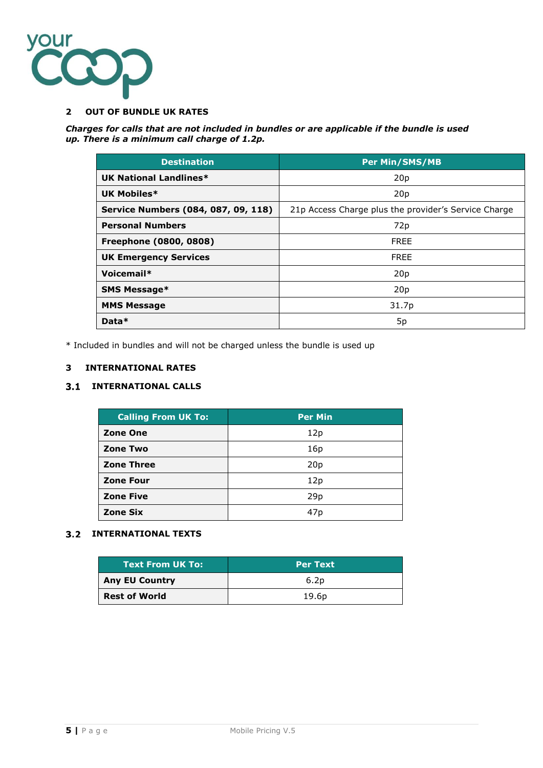## 2 OUT OF BUNDLE UK RATES

***Charges for calls that are not included in bundles or are applicable if the bundle is used up. There is a minimum call charge of 1.2p.***

| Destination | Per Min/SMS/MB |
|---|---|
| **UK National Landlines*** | 20p |
| **UK Mobiles*** | 20p |
| **Service Numbers (084, 087, 09, 118)** | 21p Access Charge plus the provider's Service Charge |
| **Personal Numbers** | 72p |
| **Freephone (0800, 0808)** | FREE |
| **UK Emergency Services** | FREE |
| **Voicemail*** | 20p |
| **SMS Message*** | 20p |
| **MMS Message** | 31.7p |
| **Data*** | 5p |

* Included in bundles and will not be charged unless the bundle is used up

## 3 INTERNATIONAL RATES

### 3.1 INTERNATIONAL CALLS

| Calling From UK To: | Per Min |
|---|---|
| **Zone One** | 12p |
| **Zone Two** | 16p |
| **Zone Three** | 20p |
| **Zone Four** | 12p |
| **Zone Five** | 29p |
| **Zone Six** | 47p |

### 3.2 INTERNATIONAL TEXTS

| Text From UK To: | Per Text |
|---|---|
| **Any EU Country** | 6.2p |
| **Rest of World** | 19.6p |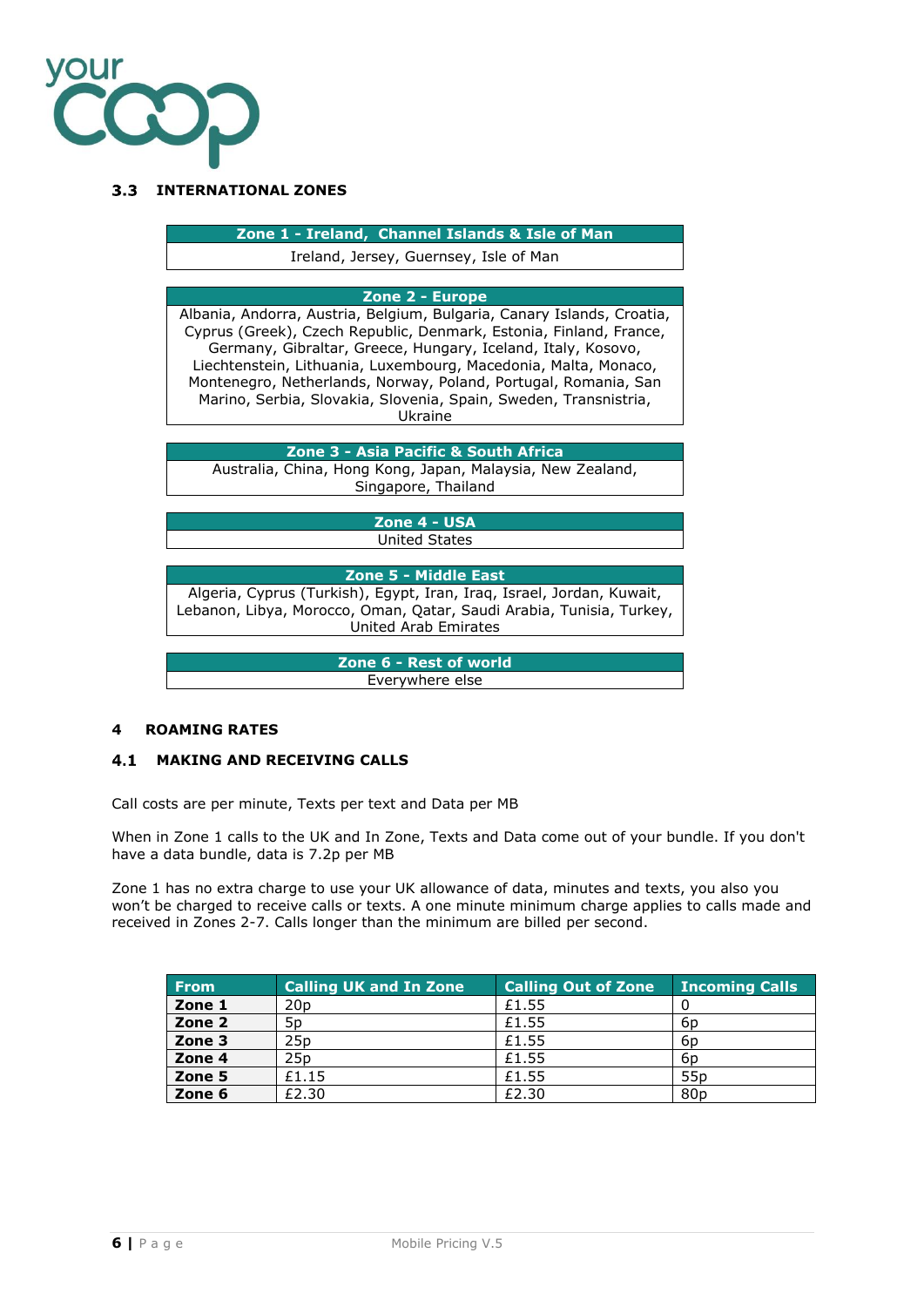## 3.3 INTERNATIONAL ZONES

| Zone 1 - Ireland, Channel Islands & Isle of Man |
| --- |
| Ireland, Jersey, Guernsey, Isle of Man |

| Zone 2 - Europe |
| --- |
| Albania, Andorra, Austria, Belgium, Bulgaria, Canary Islands, Croatia, Cyprus (Greek), Czech Republic, Denmark, Estonia, Finland, France, Germany, Gibraltar, Greece, Hungary, Iceland, Italy, Kosovo, Liechtenstein, Lithuania, Luxembourg, Macedonia, Malta, Monaco, Montenegro, Netherlands, Norway, Poland, Portugal, Romania, San Marino, Serbia, Slovakia, Slovenia, Spain, Sweden, Transnistria, Ukraine |

| Zone 3 - Asia Pacific & South Africa |
| --- |
| Australia, China, Hong Kong, Japan, Malaysia, New Zealand, Singapore, Thailand |

| Zone 4 - USA |
| --- |
| United States |

| Zone 5 - Middle East |
| --- |
| Algeria, Cyprus (Turkish), Egypt, Iran, Iraq, Israel, Jordan, Kuwait, Lebanon, Libya, Morocco, Oman, Qatar, Saudi Arabia, Tunisia, Turkey, United Arab Emirates |

| Zone 6 - Rest of world |
| --- |
| Everywhere else |

# 4 ROAMING RATES

## 4.1 MAKING AND RECEIVING CALLS

Call costs are per minute, Texts per text and Data per MB

When in Zone 1 calls to the UK and In Zone, Texts and Data come out of your bundle. If you don't have a data bundle, data is 7.2p per MB

Zone 1 has no extra charge to use your UK allowance of data, minutes and texts, you also you won't be charged to receive calls or texts. A one minute minimum charge applies to calls made and received in Zones 2-7. Calls longer than the minimum are billed per second.

| From | Calling UK and In Zone | Calling Out of Zone | Incoming Calls |
| --- | --- | --- | --- |
| **Zone 1** | 20p | £1.55 | 0 |
| **Zone 2** | 5p | £1.55 | 6p |
| **Zone 3** | 25p | £1.55 | 6p |
| **Zone 4** | 25p | £1.55 | 6p |
| **Zone 5** | £1.15 | £1.55 | 55p |
| **Zone 6** | £2.30 | £2.30 | 80p |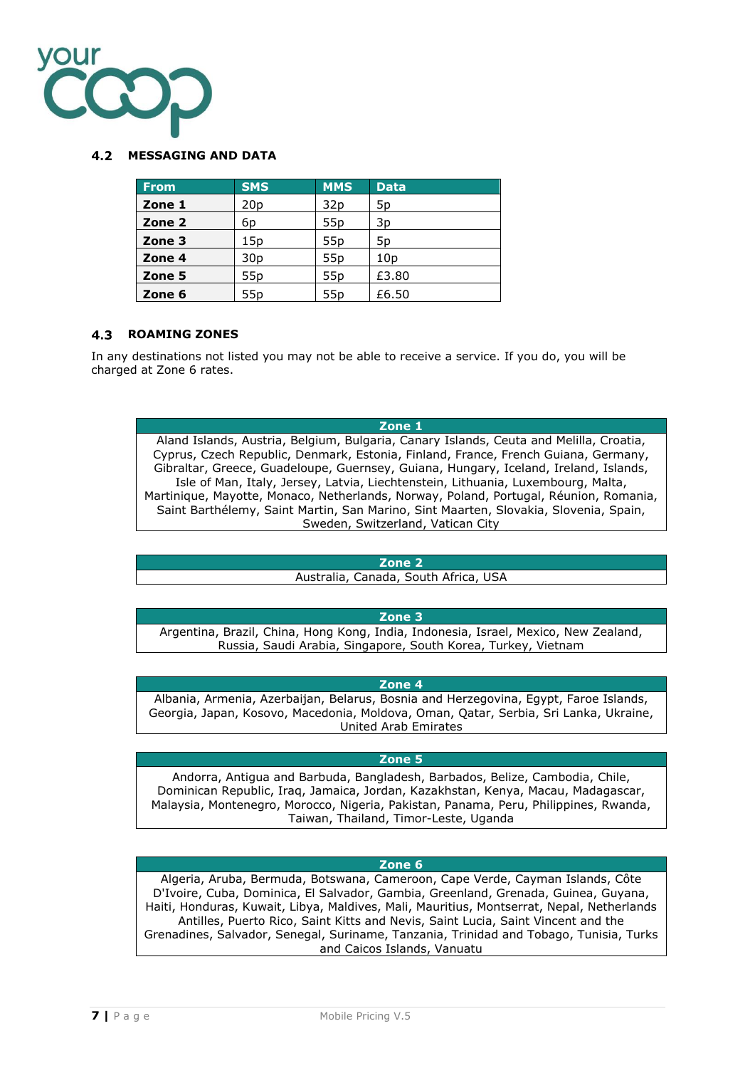### 4.2 MESSAGING AND DATA

| From | SMS | MMS | Data |
|---|---|---|---|
| **Zone 1** | 20p | 32p | 5p |
| **Zone 2** | 6p | 55p | 3p |
| **Zone 3** | 15p | 55p | 5p |
| **Zone 4** | 30p | 55p | 10p |
| **Zone 5** | 55p | 55p | £3.80 |
| **Zone 6** | 55p | 55p | £6.50 |

### 4.3 ROAMING ZONES

In any destinations not listed you may not be able to receive a service. If you do, you will be charged at Zone 6 rates.

| Zone 1 |
|---|
| Aland Islands, Austria, Belgium, Bulgaria, Canary Islands, Ceuta and Melilla, Croatia, Cyprus, Czech Republic, Denmark, Estonia, Finland, France, French Guiana, Germany, Gibraltar, Greece, Guadeloupe, Guernsey, Guiana, Hungary, Iceland, Ireland, Islands, Isle of Man, Italy, Jersey, Latvia, Liechtenstein, Lithuania, Luxembourg, Malta, Martinique, Mayotte, Monaco, Netherlands, Norway, Poland, Portugal, Réunion, Romania, Saint Barthélemy, Saint Martin, San Marino, Sint Maarten, Slovakia, Slovenia, Spain, Sweden, Switzerland, Vatican City |

| Zone 2 |
|---|
| Australia, Canada, South Africa, USA |

| Zone 3 |
|---|
| Argentina, Brazil, China, Hong Kong, India, Indonesia, Israel, Mexico, New Zealand, Russia, Saudi Arabia, Singapore, South Korea, Turkey, Vietnam |

| Zone 4 |
|---|
| Albania, Armenia, Azerbaijan, Belarus, Bosnia and Herzegovina, Egypt, Faroe Islands, Georgia, Japan, Kosovo, Macedonia, Moldova, Oman, Qatar, Serbia, Sri Lanka, Ukraine, United Arab Emirates |

| Zone 5 |
|---|
| Andorra, Antigua and Barbuda, Bangladesh, Barbados, Belize, Cambodia, Chile, Dominican Republic, Iraq, Jamaica, Jordan, Kazakhstan, Kenya, Macau, Madagascar, Malaysia, Montenegro, Morocco, Nigeria, Pakistan, Panama, Peru, Philippines, Rwanda, Taiwan, Thailand, Timor-Leste, Uganda |

| Zone 6 |
|---|
| Algeria, Aruba, Bermuda, Botswana, Cameroon, Cape Verde, Cayman Islands, Côte D'Ivoire, Cuba, Dominica, El Salvador, Gambia, Greenland, Grenada, Guinea, Guyana, Haiti, Honduras, Kuwait, Libya, Maldives, Mali, Mauritius, Montserrat, Nepal, Netherlands Antilles, Puerto Rico, Saint Kitts and Nevis, Saint Lucia, Saint Vincent and the Grenadines, Salvador, Senegal, Suriname, Tanzania, Trinidad and Tobago, Tunisia, Turks and Caicos Islands, Vanuatu |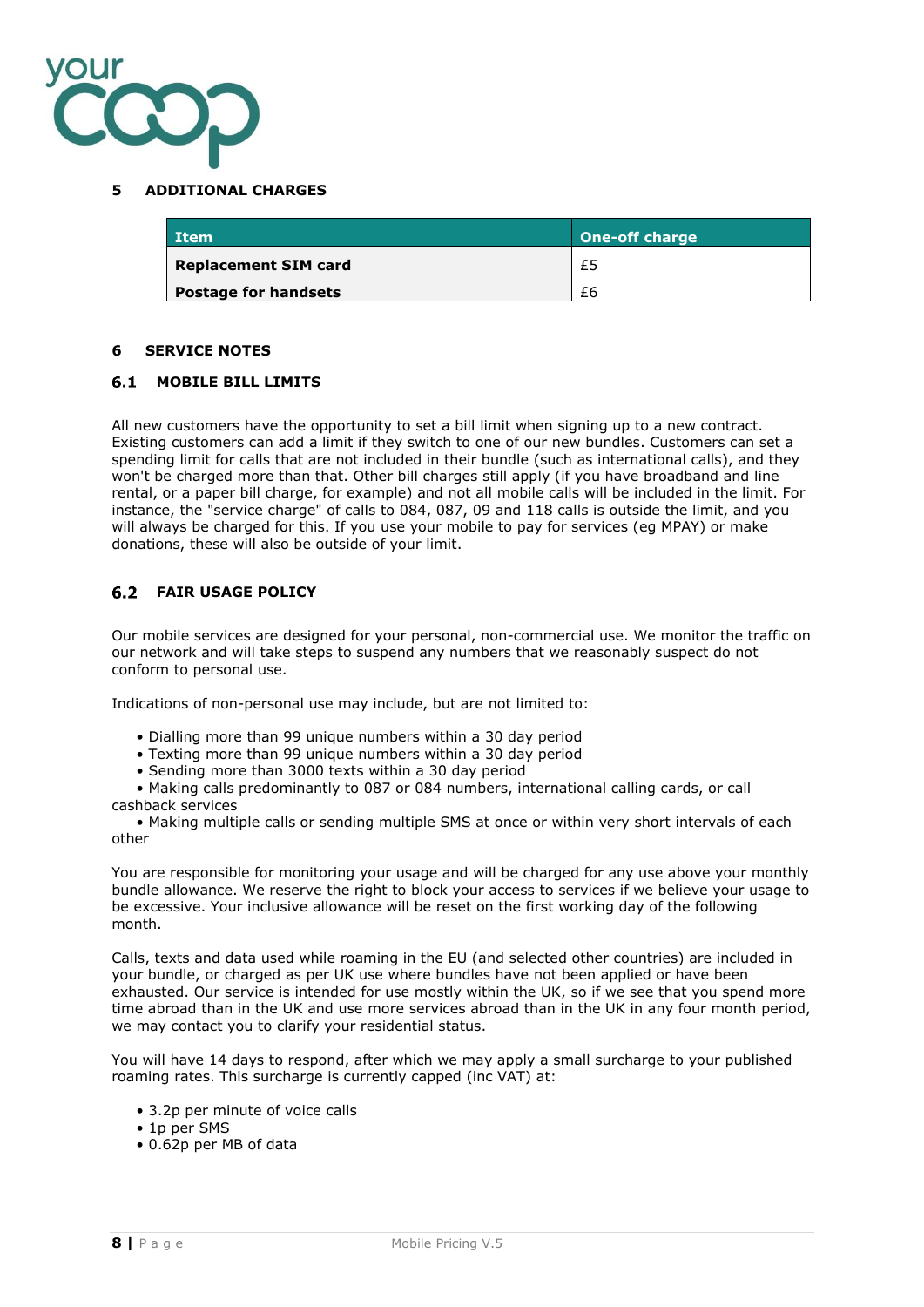## 5 ADDITIONAL CHARGES

| Item | One-off charge |
|---|---|
| **Replacement SIM card** | £5 |
| **Postage for handsets** | £6 |

## 6 SERVICE NOTES

### 6.1 MOBILE BILL LIMITS

All new customers have the opportunity to set a bill limit when signing up to a new contract. Existing customers can add a limit if they switch to one of our new bundles. Customers can set a spending limit for calls that are not included in their bundle (such as international calls), and they won't be charged more than that. Other bill charges still apply (if you have broadband and line rental, or a paper bill charge, for example) and not all mobile calls will be included in the limit. For instance, the "service charge" of calls to 084, 087, 09 and 118 calls is outside the limit, and you will always be charged for this. If you use your mobile to pay for services (eg MPAY) or make donations, these will also be outside of your limit.

### 6.2 FAIR USAGE POLICY

Our mobile services are designed for your personal, non-commercial use. We monitor the traffic on our network and will take steps to suspend any numbers that we reasonably suspect do not conform to personal use.

Indications of non-personal use may include, but are not limited to:

- Dialling more than 99 unique numbers within a 30 day period
- Texting more than 99 unique numbers within a 30 day period
- Sending more than 3000 texts within a 30 day period
- Making calls predominantly to 087 or 084 numbers, international calling cards, or call cashback services
- Making multiple calls or sending multiple SMS at once or within very short intervals of each other

You are responsible for monitoring your usage and will be charged for any use above your monthly bundle allowance. We reserve the right to block your access to services if we believe your usage to be excessive. Your inclusive allowance will be reset on the first working day of the following month.

Calls, texts and data used while roaming in the EU (and selected other countries) are included in your bundle, or charged as per UK use where bundles have not been applied or have been exhausted. Our service is intended for use mostly within the UK, so if we see that you spend more time abroad than in the UK and use more services abroad than in the UK in any four month period, we may contact you to clarify your residential status.

You will have 14 days to respond, after which we may apply a small surcharge to your published roaming rates. This surcharge is currently capped (inc VAT) at:

- 3.2p per minute of voice calls
- 1p per SMS
- 0.62p per MB of data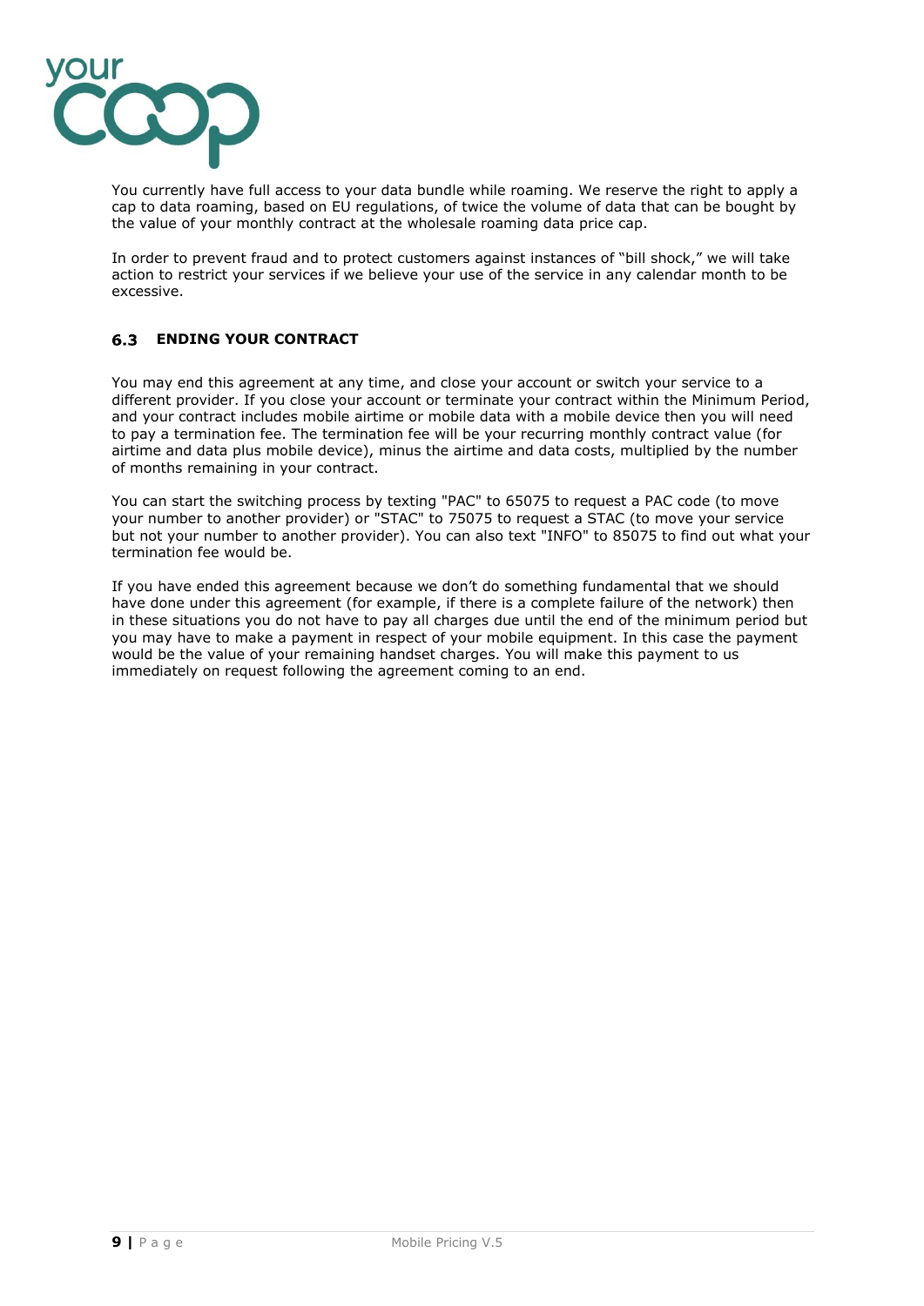You currently have full access to your data bundle while roaming. We reserve the right to apply a cap to data roaming, based on EU regulations, of twice the volume of data that can be bought by the value of your monthly contract at the wholesale roaming data price cap.

In order to prevent fraud and to protect customers against instances of "bill shock," we will take action to restrict your services if we believe your use of the service in any calendar month to be excessive.

### 6.3 ENDING YOUR CONTRACT

You may end this agreement at any time, and close your account or switch your service to a different provider. If you close your account or terminate your contract within the Minimum Period, and your contract includes mobile airtime or mobile data with a mobile device then you will need to pay a termination fee. The termination fee will be your recurring monthly contract value (for airtime and data plus mobile device), minus the airtime and data costs, multiplied by the number of months remaining in your contract.

You can start the switching process by texting "PAC" to 65075 to request a PAC code (to move your number to another provider) or "STAC" to 75075 to request a STAC (to move your service but not your number to another provider). You can also text "INFO" to 85075 to find out what your termination fee would be.

If you have ended this agreement because we don't do something fundamental that we should have done under this agreement (for example, if there is a complete failure of the network) then in these situations you do not have to pay all charges due until the end of the minimum period but you may have to make a payment in respect of your mobile equipment. In this case the payment would be the value of your remaining handset charges. You will make this payment to us immediately on request following the agreement coming to an end.